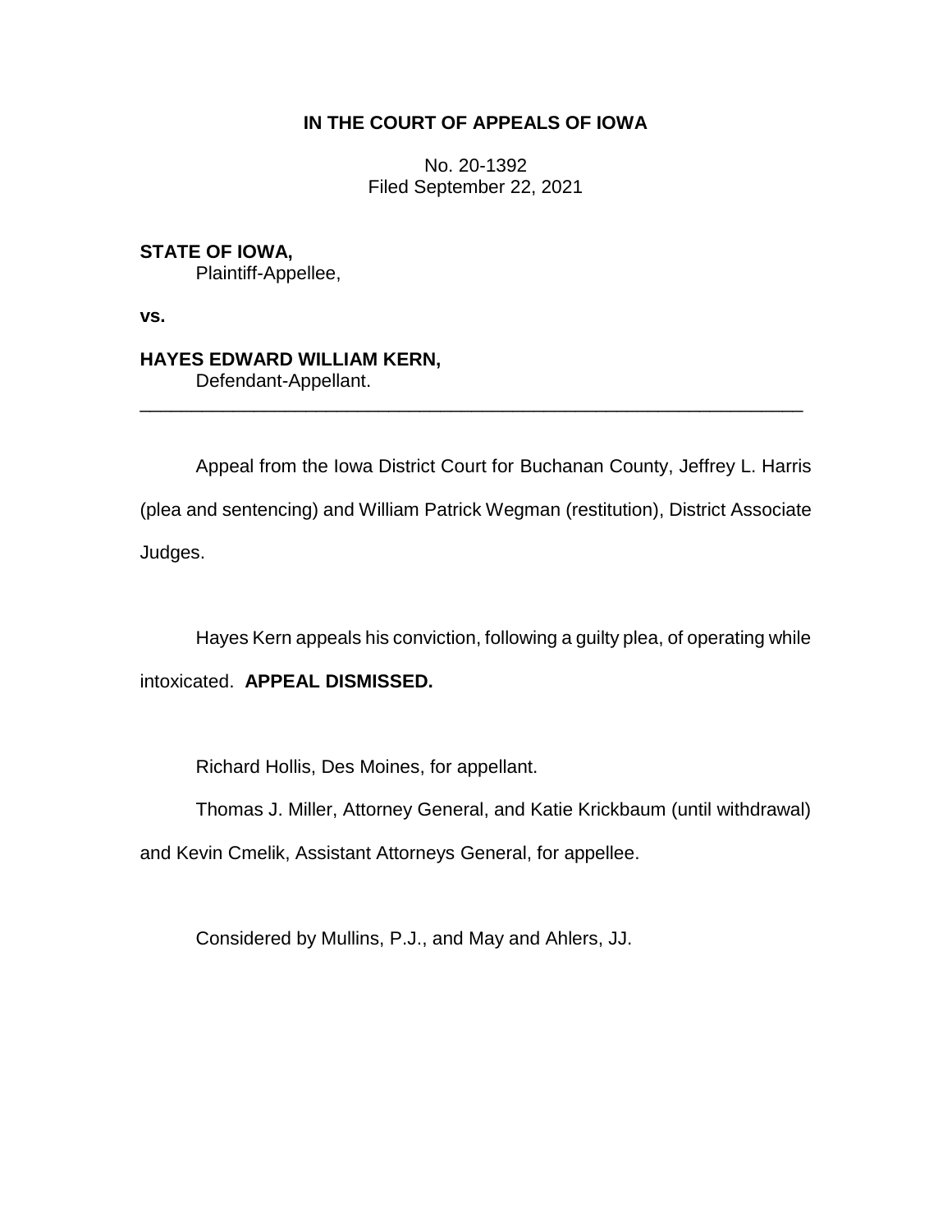# IN THE COURT OF APPEALS OF IOWA

No. 20-1392
Filed September 22, 2021

**STATE OF IOWA,**
Plaintiff-Appellee,

**vs.**

**HAYES EDWARD WILLIAM KERN,**
Defendant-Appellant.

---

Appeal from the Iowa District Court for Buchanan County, Jeffrey L. Harris (plea and sentencing) and William Patrick Wegman (restitution), District Associate Judges.

Hayes Kern appeals his conviction, following a guilty plea, of operating while intoxicated. **APPEAL DISMISSED.**

Richard Hollis, Des Moines, for appellant.

Thomas J. Miller, Attorney General, and Katie Krickbaum (until withdrawal) and Kevin Cmelik, Assistant Attorneys General, for appellee.

Considered by Mullins, P.J., and May and Ahlers, JJ.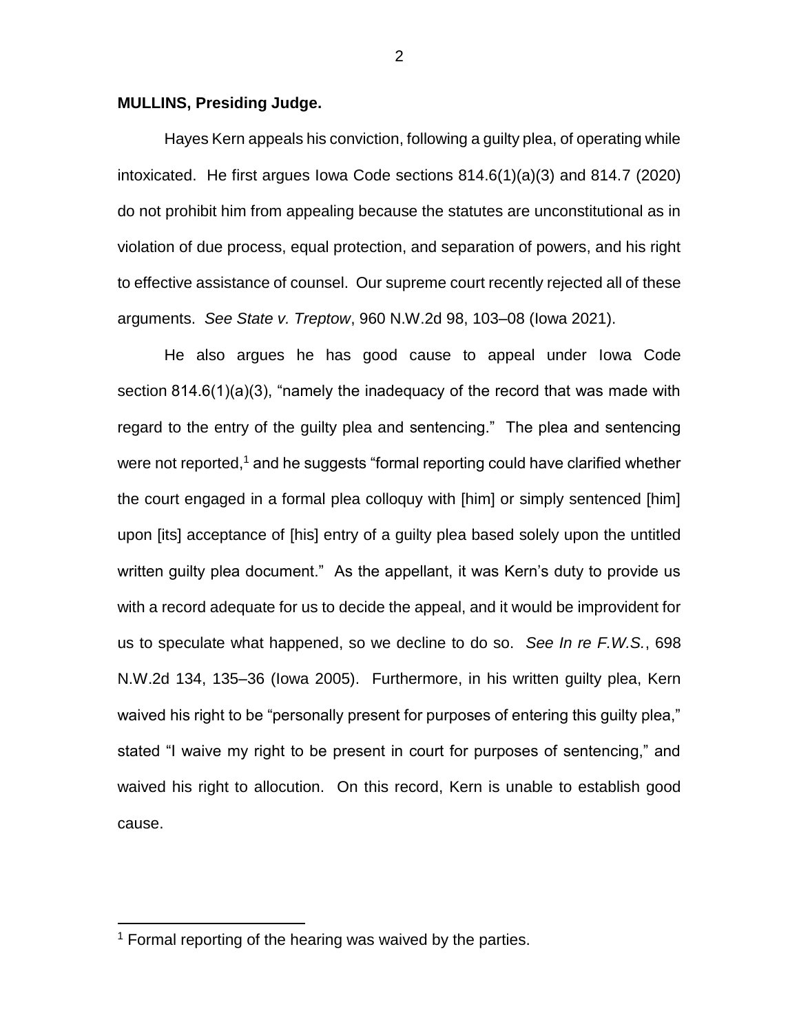**MULLINS, Presiding Judge.**

Hayes Kern appeals his conviction, following a guilty plea, of operating while intoxicated. He first argues Iowa Code sections 814.6(1)(a)(3) and 814.7 (2020) do not prohibit him from appealing because the statutes are unconstitutional as in violation of due process, equal protection, and separation of powers, and his right to effective assistance of counsel. Our supreme court recently rejected all of these arguments. *See State v. Treptow*, 960 N.W.2d 98, 103–08 (Iowa 2021).

He also argues he has good cause to appeal under Iowa Code section 814.6(1)(a)(3), "namely the inadequacy of the record that was made with regard to the entry of the guilty plea and sentencing." The plea and sentencing were not reported,[1] and he suggests "formal reporting could have clarified whether the court engaged in a formal plea colloquy with [him] or simply sentenced [him] upon [its] acceptance of [his] entry of a guilty plea based solely upon the untitled written guilty plea document." As the appellant, it was Kern's duty to provide us with a record adequate for us to decide the appeal, and it would be improvident for us to speculate what happened, so we decline to do so. *See In re F.W.S.*, 698 N.W.2d 134, 135–36 (Iowa 2005). Furthermore, in his written guilty plea, Kern waived his right to be "personally present for purposes of entering this guilty plea," stated "I waive my right to be present in court for purposes of sentencing," and waived his right to allocution. On this record, Kern is unable to establish good cause.

[1] Formal reporting of the hearing was waived by the parties.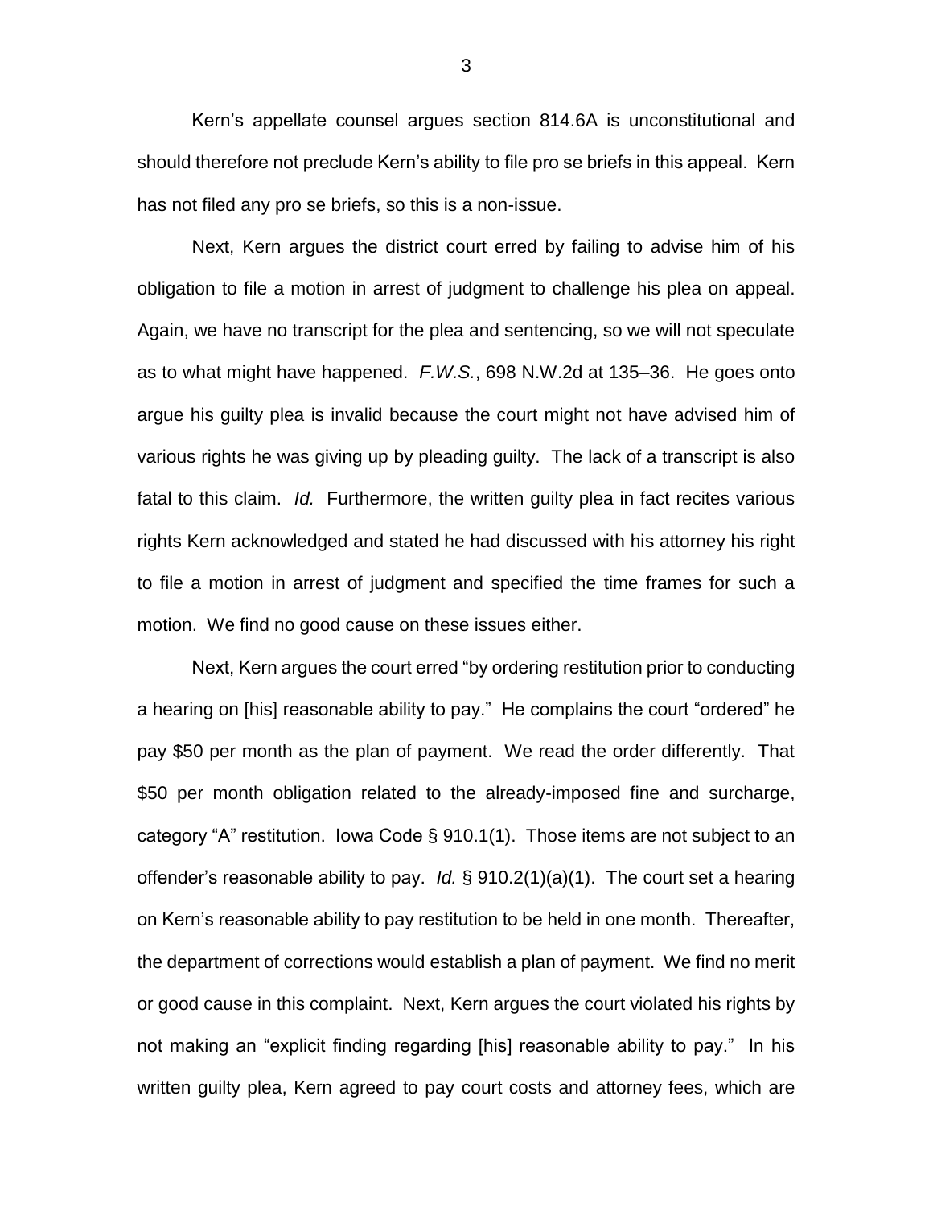Kern's appellate counsel argues section 814.6A is unconstitutional and should therefore not preclude Kern's ability to file pro se briefs in this appeal. Kern has not filed any pro se briefs, so this is a non-issue.

Next, Kern argues the district court erred by failing to advise him of his obligation to file a motion in arrest of judgment to challenge his plea on appeal. Again, we have no transcript for the plea and sentencing, so we will not speculate as to what might have happened. *F.W.S.*, 698 N.W.2d at 135–36. He goes onto argue his guilty plea is invalid because the court might not have advised him of various rights he was giving up by pleading guilty. The lack of a transcript is also fatal to this claim. *Id.* Furthermore, the written guilty plea in fact recites various rights Kern acknowledged and stated he had discussed with his attorney his right to file a motion in arrest of judgment and specified the time frames for such a motion. We find no good cause on these issues either.

Next, Kern argues the court erred "by ordering restitution prior to conducting a hearing on [his] reasonable ability to pay." He complains the court "ordered" he pay $50 per month as the plan of payment. We read the order differently. That $50 per month obligation related to the already-imposed fine and surcharge, category "A" restitution. Iowa Code § 910.1(1). Those items are not subject to an offender's reasonable ability to pay. *Id.* § 910.2(1)(a)(1). The court set a hearing on Kern's reasonable ability to pay restitution to be held in one month. Thereafter, the department of corrections would establish a plan of payment. We find no merit or good cause in this complaint. Next, Kern argues the court violated his rights by not making an "explicit finding regarding [his] reasonable ability to pay." In his written guilty plea, Kern agreed to pay court costs and attorney fees, which are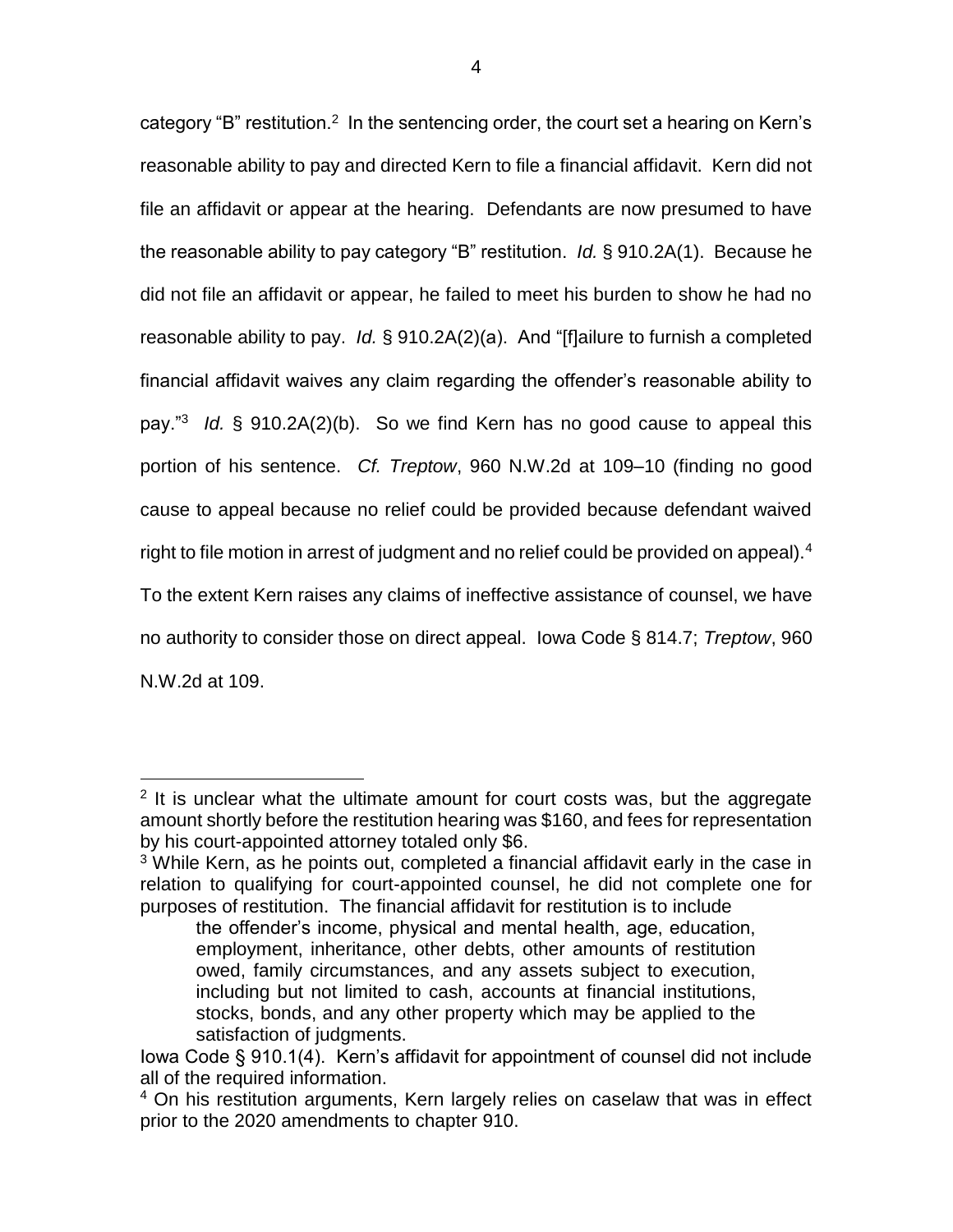category "B" restitution.[2] In the sentencing order, the court set a hearing on Kern's reasonable ability to pay and directed Kern to file a financial affidavit. Kern did not file an affidavit or appear at the hearing. Defendants are now presumed to have the reasonable ability to pay category "B" restitution. *Id.* § 910.2A(1). Because he did not file an affidavit or appear, he failed to meet his burden to show he had no reasonable ability to pay. *Id.* § 910.2A(2)(a). And "[f]ailure to furnish a completed financial affidavit waives any claim regarding the offender's reasonable ability to pay."[3] *Id.* § 910.2A(2)(b). So we find Kern has no good cause to appeal this portion of his sentence. *Cf. Treptow*, 960 N.W.2d at 109–10 (finding no good cause to appeal because no relief could be provided because defendant waived right to file motion in arrest of judgment and no relief could be provided on appeal).[4] To the extent Kern raises any claims of ineffective assistance of counsel, we have no authority to consider those on direct appeal. Iowa Code § 814.7; *Treptow*, 960 N.W.2d at 109.

---

[2] It is unclear what the ultimate amount for court costs was, but the aggregate amount shortly before the restitution hearing was $160, and fees for representation by his court-appointed attorney totaled only $6.

[3] While Kern, as he points out, completed a financial affidavit early in the case in relation to qualifying for court-appointed counsel, he did not complete one for purposes of restitution. The financial affidavit for restitution is to include

> the offender's income, physical and mental health, age, education, employment, inheritance, other debts, other amounts of restitution owed, family circumstances, and any assets subject to execution, including but not limited to cash, accounts at financial institutions, stocks, bonds, and any other property which may be applied to the satisfaction of judgments.

Iowa Code § 910.1(4). Kern's affidavit for appointment of counsel did not include all of the required information.

[4] On his restitution arguments, Kern largely relies on caselaw that was in effect prior to the 2020 amendments to chapter 910.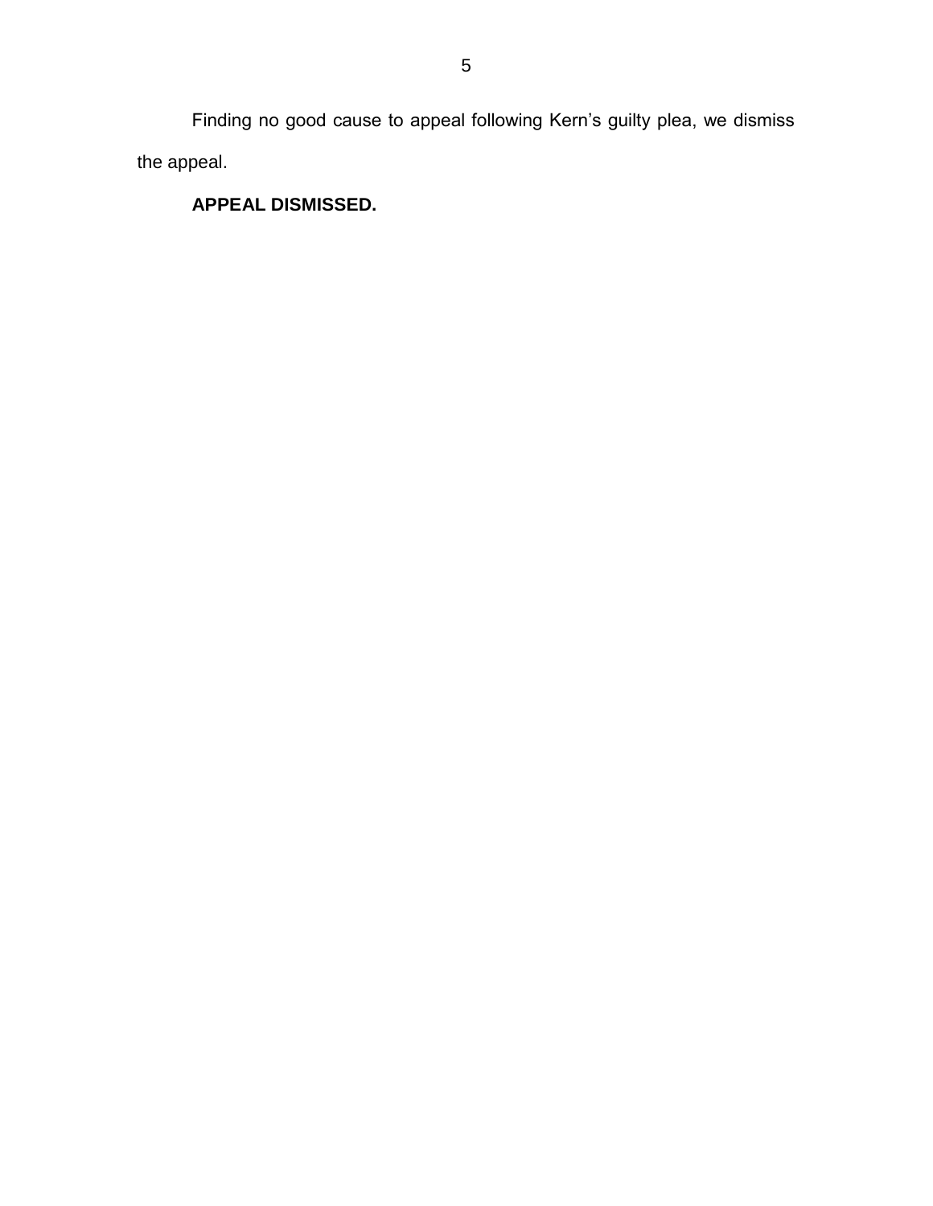Finding no good cause to appeal following Kern's guilty plea, we dismiss the appeal.

**APPEAL DISMISSED.**